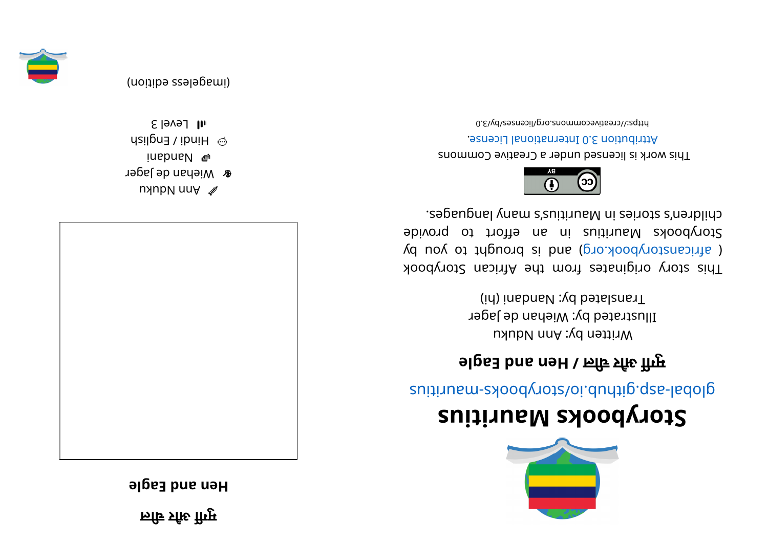# Storybooks Mauritius

global-asp.github.io/storybooks-mauritius

**मुर्गी और चील / Hen and Eagle**

Written by: Ann Nduku

Illustrated by: Wiehan de Jager

Translated by: Nandani (hi)

This story originates from the African Storybook ( africanstorybook.org ) and is brought to you by Storybooks Mauritius in an effort to provide children's stories in Mauritius's many languages.

This work is licensed under a Creative Commons Attribution 3.0 International License.

https://creativecommons.org/licenses/by/3.0

**मुर्गी और चील**

**Hen and Eagle**

Ann Nduku

Wiehan de Jager

Nandani

Hindi / English

Level 3

(imageless edition)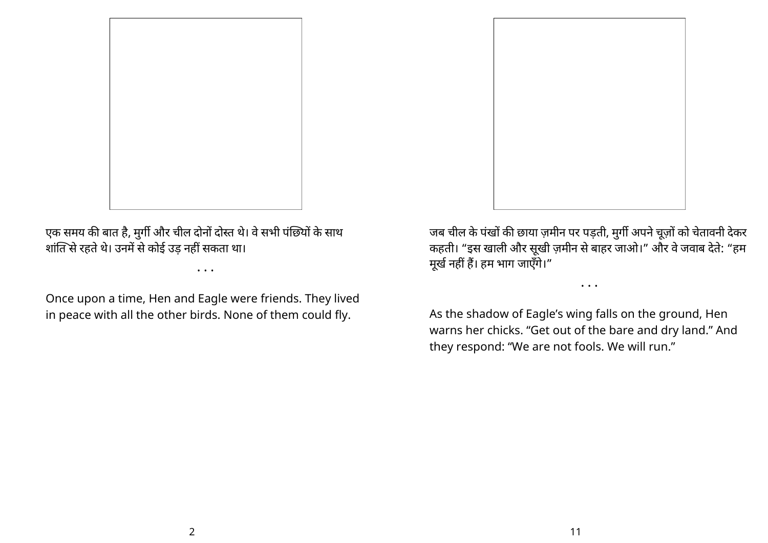एक समय की बात है, मुर्गी और चील दोनों दोस्त थे। वे सभी पंछियों के साथ शांति से रहते थे। उनमें से कोई उड़ नहीं सकता था।

. . .

Once upon a time, Hen and Eagle were friends. They lived in peace with all the other birds. None of them could fly.

जब चील के पंखों की छाया ज़मीन पर पड़ती, मुर्गी अपने चूज़ों को चेतावनी देकर कहती। “इस खाली और सूखी ज़मीन से बाहर जाओ।” और वे जवाब देते: “हम मूर्ख नहीं हैं। हम भाग जाएँगे।”

. . .

As the shadow of Eagle’s wing falls on the ground, Hen warns her chicks. “Get out of the bare and dry land.” And they respond: “We are not fools. We will run.”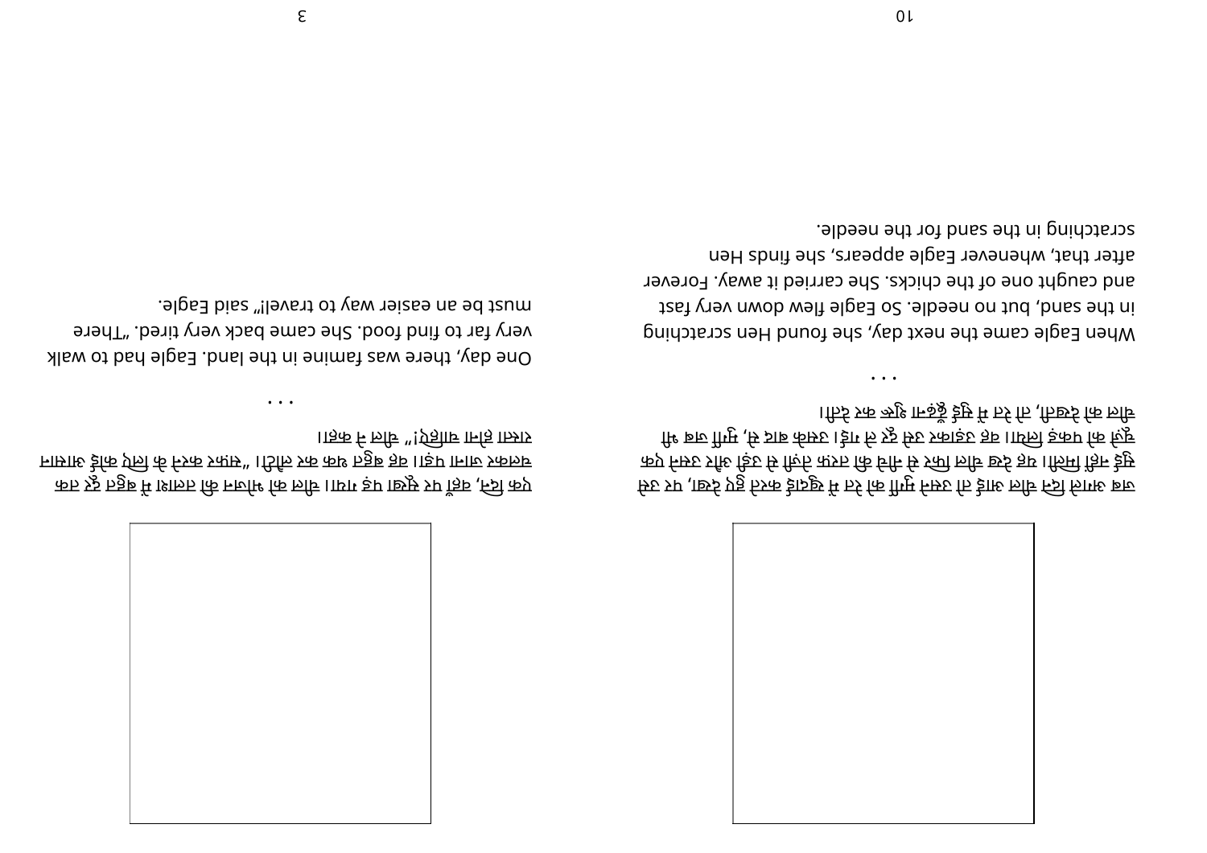जब अगले दिन चील आई तो उसने मुर्गी को रेत में खुदाई करते हुए देखा, पर उसे सुई नहीं मिली। तब चील बहुत तेज़ी से नीचे की तरफ़ उड़ी और उसने एक चूज़े को पकड़ लिया। वह उसे उड़ाकर ले गई। उसके बाद से, मुर्गी जब भी चील को देखती, तो रेत में सुई ढूँढ़ना शुरू कर देती।

. . .

When Eagle came the next day, she found Hen scratching in the sand, but no needle. So Eagle flew down very fast and caught one of the chicks. She carried it away. Forever after that, whenever Eagle appears, she finds Hen scratching in the sand for the needle.

एक दिन, वहाँ पर सूखा पड़ गया। चील को भोजन की तलाश में बहुत दूर तक चलकर जाना पड़ा। वह बहुत थक कर लौटी। "सफ़र करने के लिए कोई आसान रास्ता होना चाहिए!" चील ने कहा।

. . .

One day, there was famine in the land. Eagle had to walk very far to find food. She came back very tired. "There must be an easier way to travel!" said Eagle.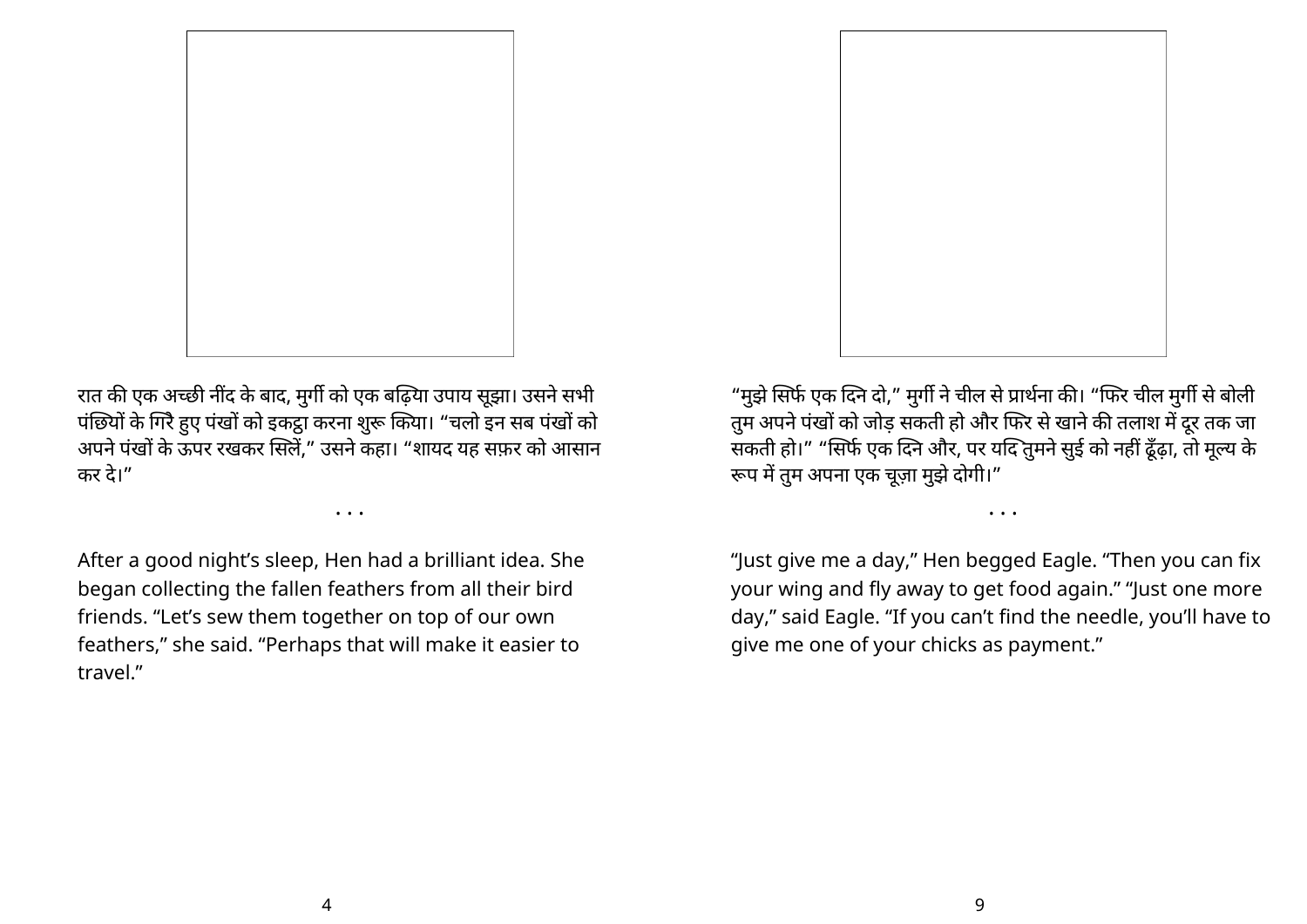रात की एक अच्छी नींद के बाद, मुर्गी को एक बढ़िया उपाय सूझा। उसने सभी पंछियों के गिरे हुए पंखों को इकट्ठा करना शुरू किया। “चलो इन सब पंखों को अपने पंखों के ऊपर रखकर सिलें,” उसने कहा। “शायद यह सफ़र को आसान कर दे।”

. . .

After a good night’s sleep, Hen had a brilliant idea. She began collecting the fallen feathers from all their bird friends. “Let’s sew them together on top of our own feathers,” she said. “Perhaps that will make it easier to travel.”

“मुझे सिर्फ एक दिन दो,” मुर्गी ने चील से प्रार्थना की। “फिर चील मुर्गी से बोली तुम अपने पंखों को जोड़ सकती हो और फिर से खाने की तलाश में दूर तक जा सकती हो।” “सिर्फ एक दिन और, पर यदि तुमने सुई को नहीं ढूँढ़ा, तो मूल्य के रूप में तुम अपना एक चूज़ा मुझे दोगी।”

. . .

“Just give me a day,” Hen begged Eagle. “Then you can fix your wing and fly away to get food again.” “Just one more day,” said Eagle. “If you can’t find the needle, you’ll have to give me one of your chicks as payment.”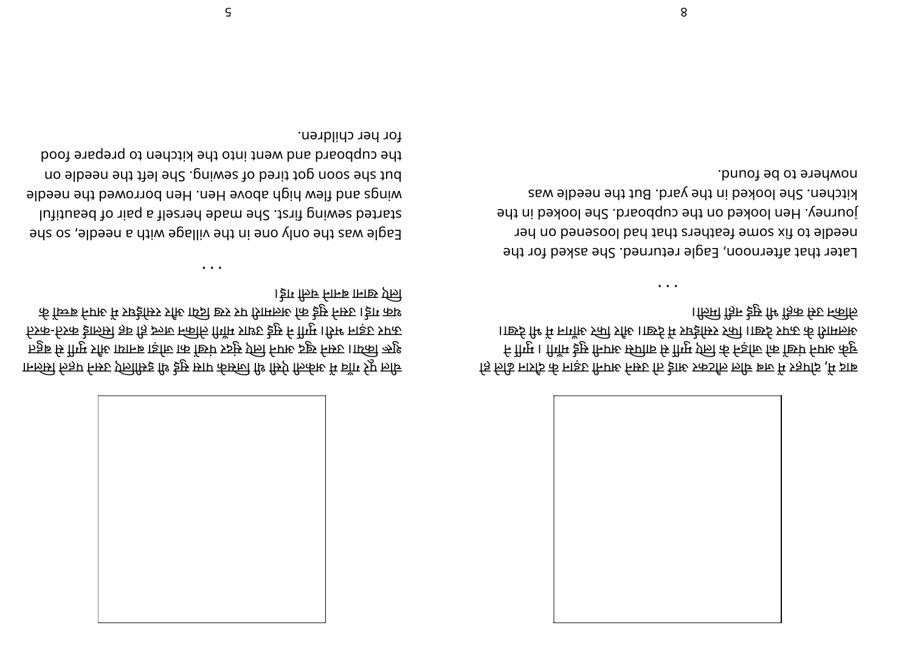चील पूरे गाँव में अकेली थी जिसके पास सुई थी इसलिए उसने पहले सिलाई शुरू किया। उसने अपने लिए सुंदर पंखों का जोड़ा बनाया और मुर्गी से बहुत ऊपर उड़ने लगी। मुर्गी ने सुई उधार ली लेकिन जल्द ही वह सिलाई करते-करते थक गई। उसने सुई को अलमारी पर रख दिया और रसोईघर में अपने बच्चों के लिए खाना बनाने चली गई।

Eagle was the only one in the village with a needle, so she started sewing first. She made herself a pair of beautiful wings and flew high above Hen. Hen borrowed the needle but she soon got tired of sewing. She left the needle on the cupboard and went into the kitchen to prepare food for her children.

. . .

बाद में, दोपहर में चील वापस आई। उसने अपनी उड़ान के दौरान ढीले हो चुके अपने पंखों को ठीक करने के लिए मुर्गी से वापस सुई माँगी। मुर्गी ने अलमारी के ऊपर देखा। फिर रसोईघर में देखा। और फिर आँगन में भी देखा। लेकिन सुई कहीं भी नहीं मिली।

Later that afternoon, Eagle returned. She asked for the needle to fix some feathers that had loosened on her journey. Hen looked on the cupboard. She looked in the kitchen. She looked in the yard. But the needle was nowhere to be found.

. . .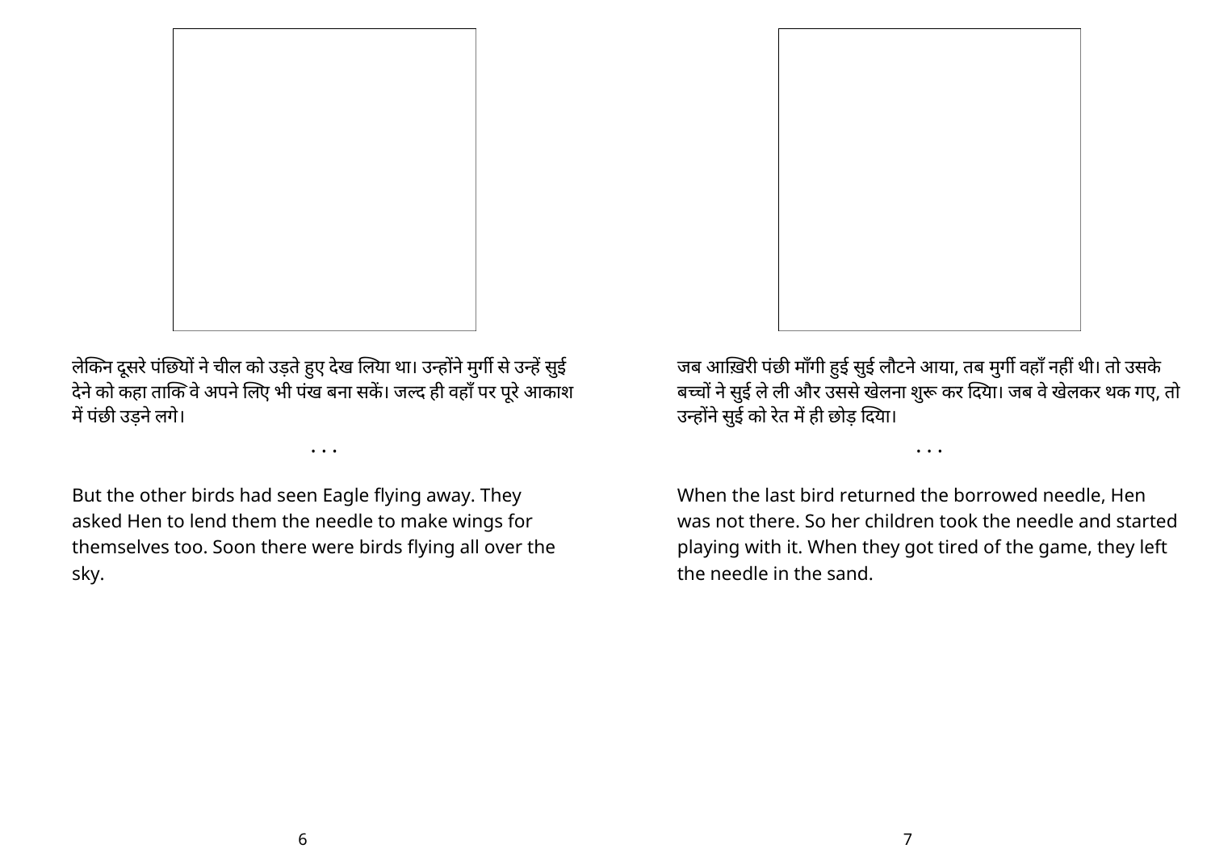लेकिन दूसरे पंछियों ने चील को उड़ते हुए देख लिया था। उन्होंने मुर्गी से उन्हें सुई देने को कहा ताकि वे अपने लिए भी पंख बना सकें। जल्द ही वहाँ पर पूरे आकाश में पंछी उड़ने लगे।

. . .

But the other birds had seen Eagle flying away. They asked Hen to lend them the needle to make wings for themselves too. Soon there were birds flying all over the sky.

जब आख़िरी पंछी माँगी हुई सुई लौटने आया, तब मुर्गी वहाँ नहीं थी। तो उसके बच्चों ने सुई ले ली और उससे खेलना शुरू कर दिया। जब वे खेलकर थक गए, तो उन्होंने सुई को रेत में ही छोड़ दिया।

. . .

When the last bird returned the borrowed needle, Hen was not there. So her children took the needle and started playing with it. When they got tired of the game, they left the needle in the sand.